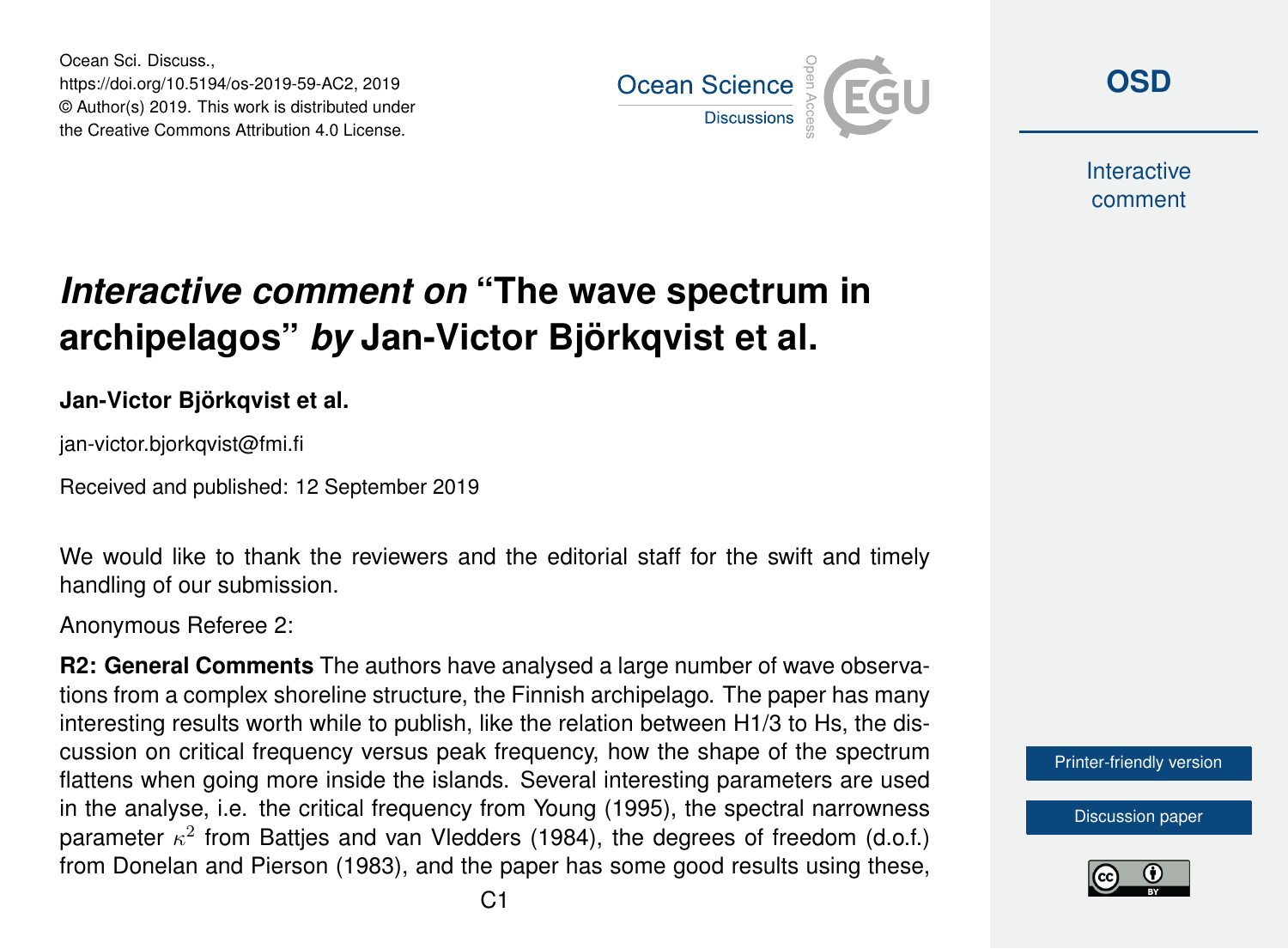Ocean Sci. Discuss.,
https://doi.org/10.5194/os-2019-59-AC2, 2019
© Author(s) 2019. This work is distributed under
the Creative Commons Attribution 4.0 License.

# *Interactive comment on* "The wave spectrum in archipelagos" *by* Jan-Victor Björkqvist et al.

**Jan-Victor Björkqvist et al.**

jan-victor.bjorkqvist@fmi.fi

Received and published: 12 September 2019

We would like to thank the reviewers and the editorial staff for the swift and timely handling of our submission.

Anonymous Referee 2:

**R2: General Comments** The authors have analysed a large number of wave observations from a complex shoreline structure, the Finnish archipelago. The paper has many interesting results worth while to publish, like the relation between H1/3 to Hs, the discussion on critical frequency versus peak frequency, how the shape of the spectrum flattens when going more inside the islands. Several interesting parameters are used in the analyse, i.e. the critical frequency from Young (1995), the spectral narrowness parameter $\kappa^2$ from Battjes and van Vledders (1984), the degrees of freedom (d.o.f.) from Donelan and Pierson (1983), and the paper has some good results using these,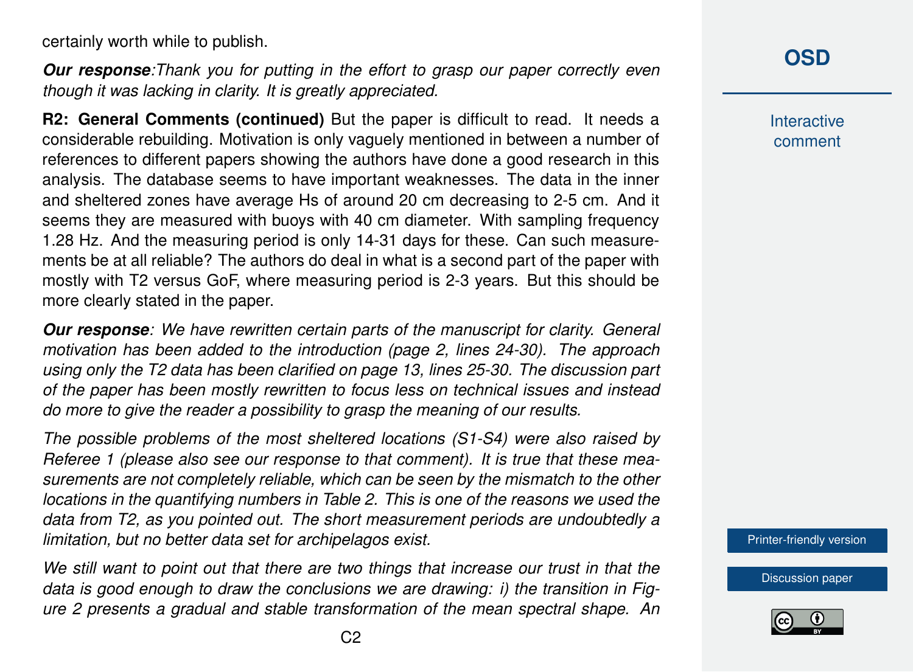certainly worth while to publish.

***Our response****:Thank you for putting in the effort to grasp our paper correctly even though it was lacking in clarity. It is greatly appreciated.*

**R2: General Comments (continued)** But the paper is difficult to read. It needs a considerable rebuilding. Motivation is only vaguely mentioned in between a number of references to different papers showing the authors have done a good research in this analysis. The database seems to have important weaknesses. The data in the inner and sheltered zones have average Hs of around 20 cm decreasing to 2-5 cm. And it seems they are measured with buoys with 40 cm diameter. With sampling frequency 1.28 Hz. And the measuring period is only 14-31 days for these. Can such measurements be at all reliable? The authors do deal in what is a second part of the paper with mostly with T2 versus GoF, where measuring period is 2-3 years. But this should be more clearly stated in the paper.

***Our response****: We have rewritten certain parts of the manuscript for clarity. General motivation has been added to the introduction (page 2, lines 24-30). The approach using only the T2 data has been clarified on page 13, lines 25-30. The discussion part of the paper has been mostly rewritten to focus less on technical issues and instead do more to give the reader a possibility to grasp the meaning of our results.*

*The possible problems of the most sheltered locations (S1-S4) were also raised by Referee 1 (please also see our response to that comment). It is true that these measurements are not completely reliable, which can be seen by the mismatch to the other locations in the quantifying numbers in Table 2. This is one of the reasons we used the data from T2, as you pointed out. The short measurement periods are undoubtedly a limitation, but no better data set for archipelagos exist.*

*We still want to point out that there are two things that increase our trust in that the data is good enough to draw the conclusions we are drawing: i) the transition in Figure 2 presents a gradual and stable transformation of the mean spectral shape. An*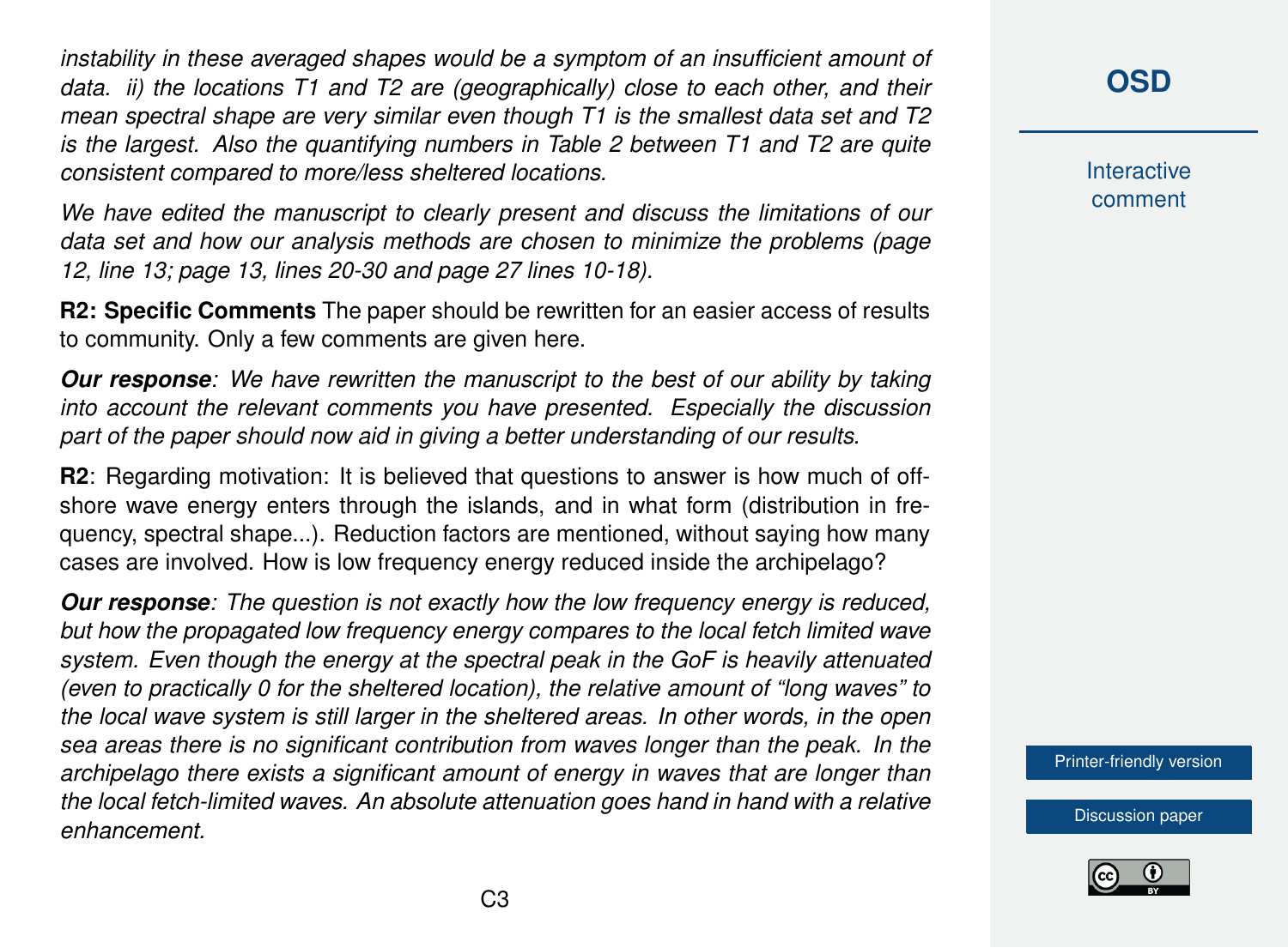*instability in these averaged shapes would be a symptom of an insufficient amount of data. ii) the locations T1 and T2 are (geographically) close to each other, and their mean spectral shape are very similar even though T1 is the smallest data set and T2 is the largest. Also the quantifying numbers in Table 2 between T1 and T2 are quite consistent compared to more/less sheltered locations.*

*We have edited the manuscript to clearly present and discuss the limitations of our data set and how our analysis methods are chosen to minimize the problems (page 12, line 13; page 13, lines 20-30 and page 27 lines 10-18).*

**R2: Specific Comments** The paper should be rewritten for an easier access of results to community. Only a few comments are given here.

***Our response****: We have rewritten the manuscript to the best of our ability by taking into account the relevant comments you have presented. Especially the discussion part of the paper should now aid in giving a better understanding of our results.*

**R2**: Regarding motivation: It is believed that questions to answer is how much of offshore wave energy enters through the islands, and in what form (distribution in frequency, spectral shape...). Reduction factors are mentioned, without saying how many cases are involved. How is low frequency energy reduced inside the archipelago?

***Our response****: The question is not exactly how the low frequency energy is reduced, but how the propagated low frequency energy compares to the local fetch limited wave system. Even though the energy at the spectral peak in the GoF is heavily attenuated (even to practically 0 for the sheltered location), the relative amount of "long waves" to the local wave system is still larger in the sheltered areas. In other words, in the open sea areas there is no significant contribution from waves longer than the peak. In the archipelago there exists a significant amount of energy in waves that are longer than the local fetch-limited waves. An absolute attenuation goes hand in hand with a relative enhancement.*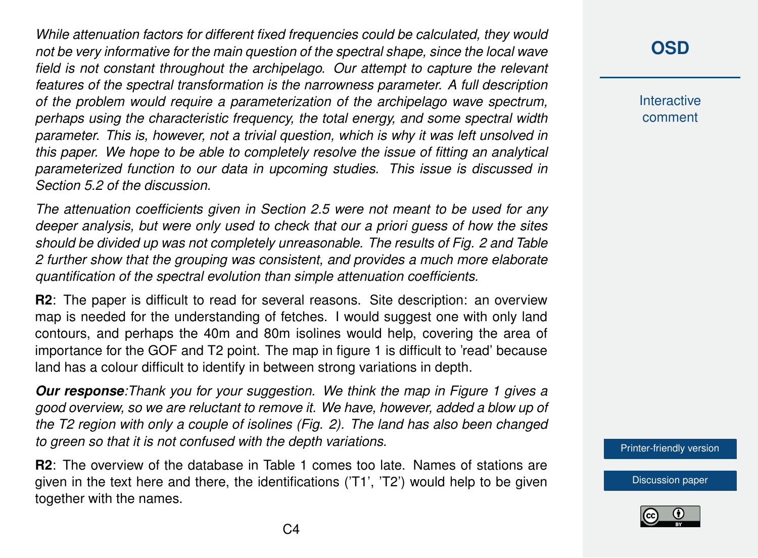*While attenuation factors for different fixed frequencies could be calculated, they would not be very informative for the main question of the spectral shape, since the local wave field is not constant throughout the archipelago. Our attempt to capture the relevant features of the spectral transformation is the narrowness parameter. A full description of the problem would require a parameterization of the archipelago wave spectrum, perhaps using the characteristic frequency, the total energy, and some spectral width parameter. This is, however, not a trivial question, which is why it was left unsolved in this paper. We hope to be able to completely resolve the issue of fitting an analytical parameterized function to our data in upcoming studies. This issue is discussed in Section 5.2 of the discussion.*

*The attenuation coefficients given in Section 2.5 were not meant to be used for any deeper analysis, but were only used to check that our a priori guess of how the sites should be divided up was not completely unreasonable. The results of Fig. 2 and Table 2 further show that the grouping was consistent, and provides a much more elaborate quantification of the spectral evolution than simple attenuation coefficients.*

**R2**: The paper is difficult to read for several reasons. Site description: an overview map is needed for the understanding of fetches. I would suggest one with only land contours, and perhaps the 40m and 80m isolines would help, covering the area of importance for the GOF and T2 point. The map in figure 1 is difficult to 'read' because land has a colour difficult to identify in between strong variations in depth.

***Our response**:Thank you for your suggestion. We think the map in Figure 1 gives a good overview, so we are reluctant to remove it. We have, however, added a blow up of the T2 region with only a couple of isolines (Fig. 2). The land has also been changed to green so that it is not confused with the depth variations.*

**R2**: The overview of the database in Table 1 comes too late. Names of stations are given in the text here and there, the identifications ('T1', 'T2') would help to be given together with the names.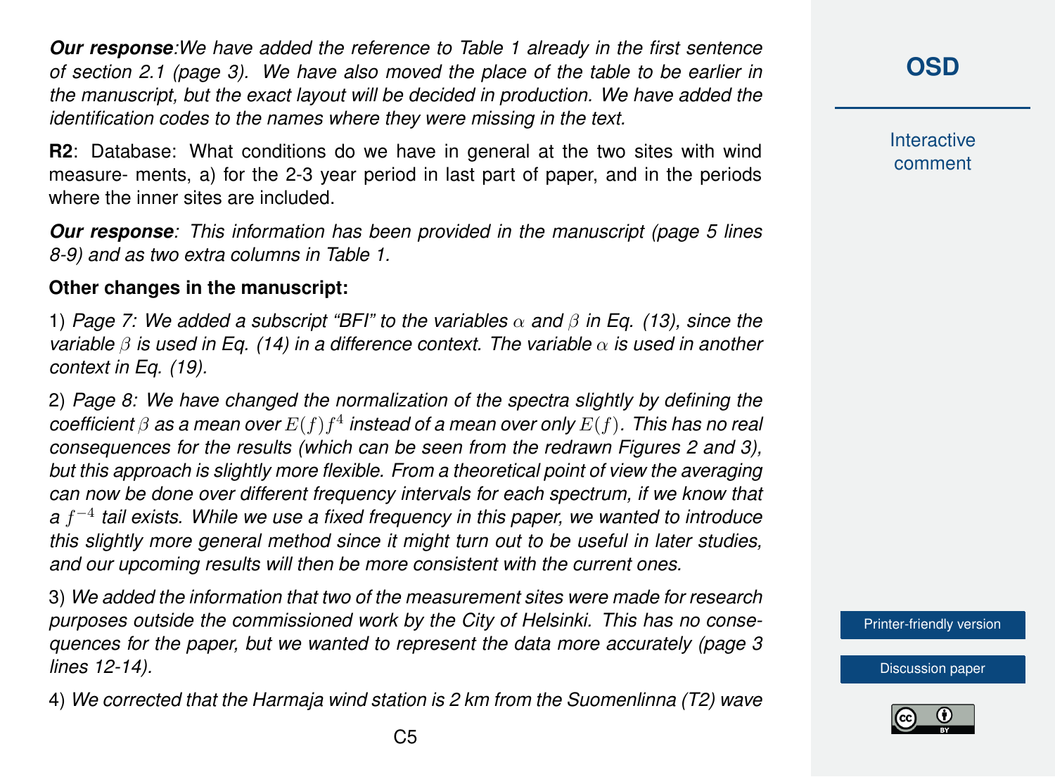***Our response***:*We have added the reference to Table 1 already in the first sentence of section 2.1 (page 3). We have also moved the place of the table to be earlier in the manuscript, but the exact layout will be decided in production. We have added the identification codes to the names where they were missing in the text.*

**R2**: Database: What conditions do we have in general at the two sites with wind measure- ments, a) for the 2-3 year period in last part of paper, and in the periods where the inner sites are included.

***Our response***: *This information has been provided in the manuscript (page 5 lines 8-9) and as two extra columns in Table 1.*

**Other changes in the manuscript:**

1) *Page 7: We added a subscript "BFI" to the variables $\alpha$ and $\beta$ in Eq. (13), since the variable $\beta$ is used in Eq. (14) in a difference context. The variable $\alpha$ is used in another context in Eq. (19).*

2) *Page 8: We have changed the normalization of the spectra slightly by defining the coefficient $\beta$ as a mean over $E(f)f^4$ instead of a mean over only $E(f)$. This has no real consequences for the results (which can be seen from the redrawn Figures 2 and 3), but this approach is slightly more flexible. From a theoretical point of view the averaging can now be done over different frequency intervals for each spectrum, if we know that a $f^{-4}$ tail exists. While we use a fixed frequency in this paper, we wanted to introduce this slightly more general method since it might turn out to be useful in later studies, and our upcoming results will then be more consistent with the current ones.*

3) *We added the information that two of the measurement sites were made for research purposes outside the commissioned work by the City of Helsinki. This has no consequences for the paper, but we wanted to represent the data more accurately (page 3 lines 12-14).*

4) *We corrected that the Harmaja wind station is 2 km from the Suomenlinna (T2) wave*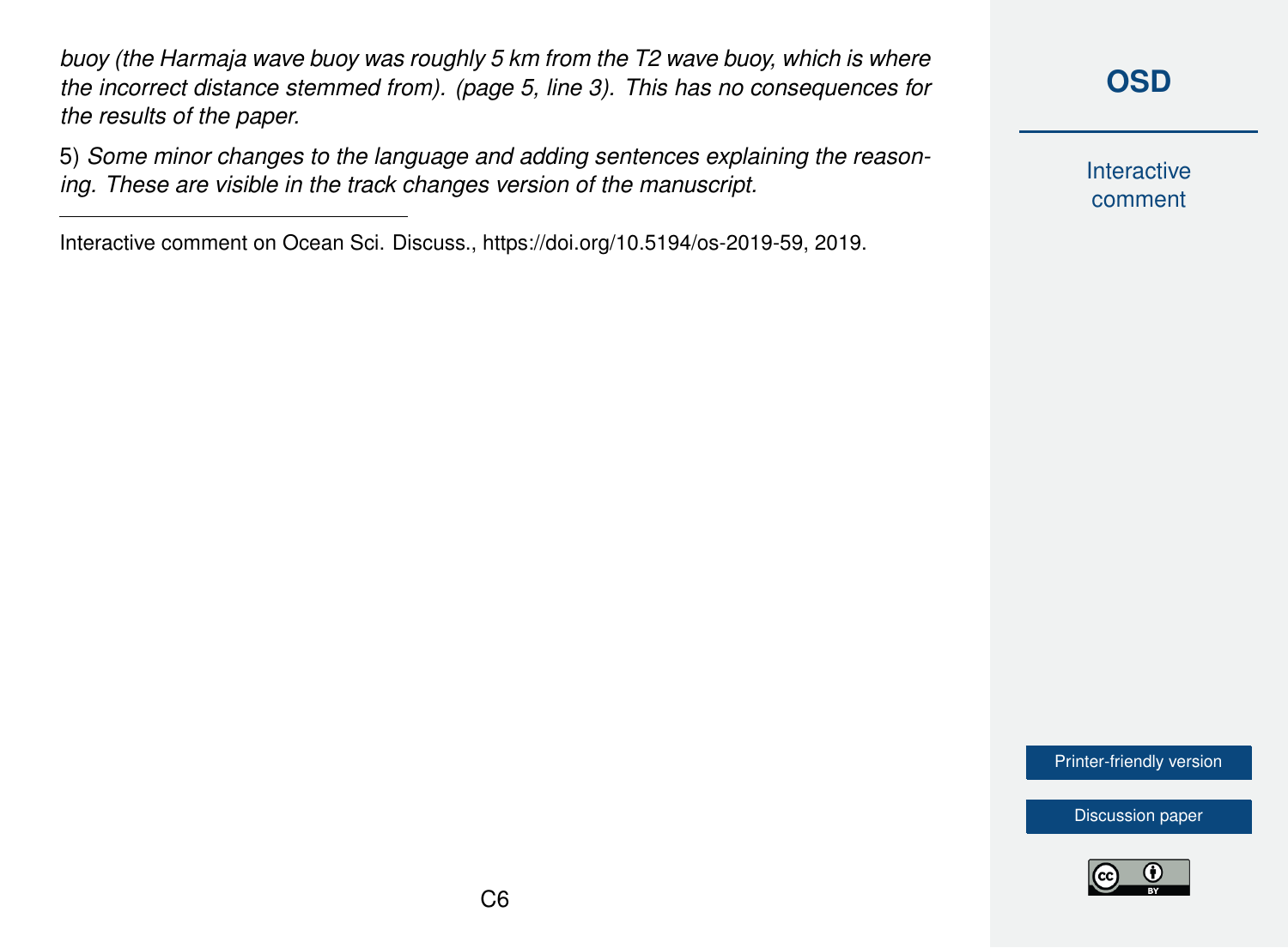*buoy (the Harmaja wave buoy was roughly 5 km from the T2 wave buoy, which is where the incorrect distance stemmed from). (page 5, line 3). This has no consequences for the results of the paper.*

5) *Some minor changes to the language and adding sentences explaining the reasoning. These are visible in the track changes version of the manuscript.*

---

Interactive comment on Ocean Sci. Discuss., https://doi.org/10.5194/os-2019-59, 2019.